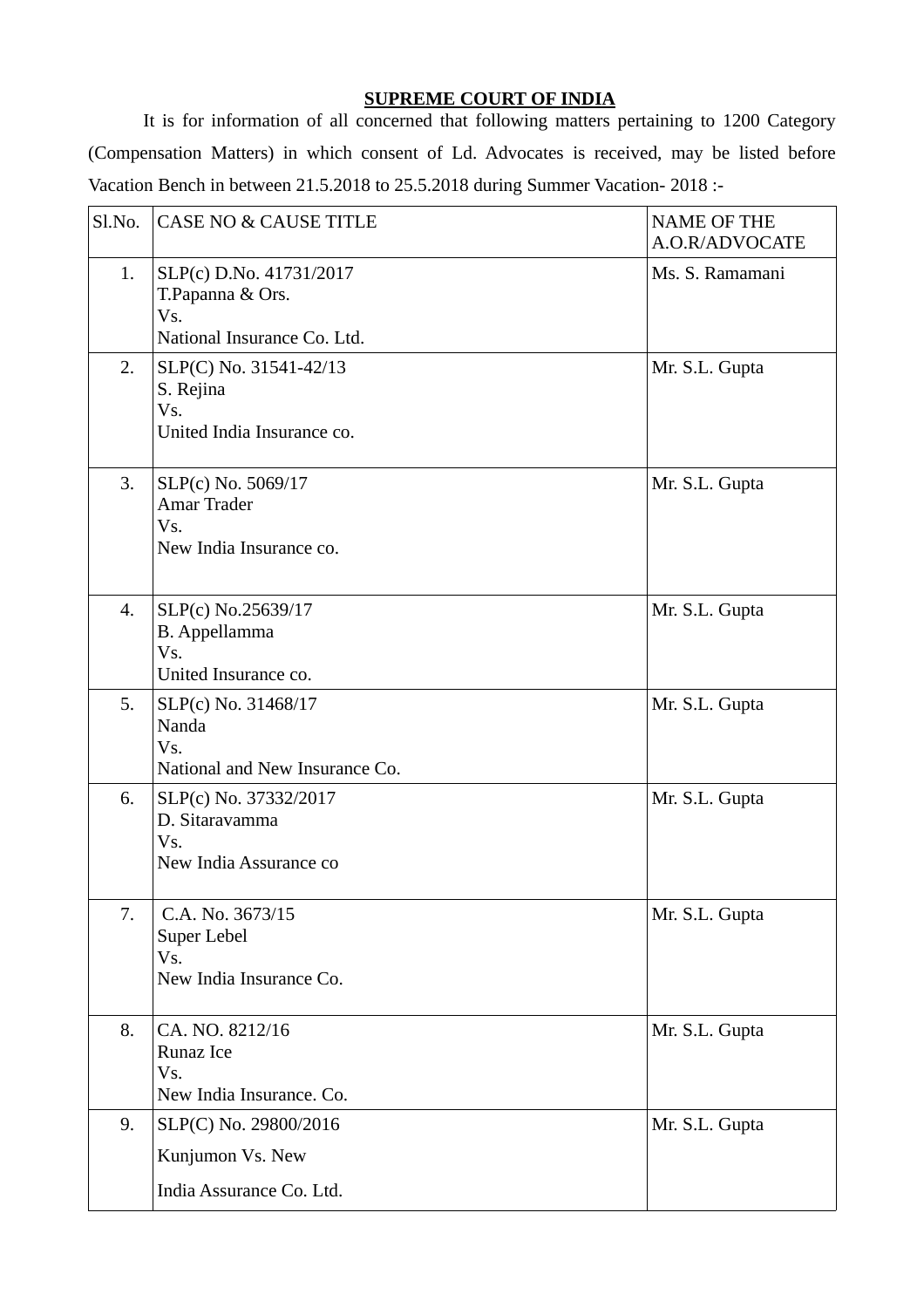**SUPREME COURT OF INDIA**

It is for information of all concerned that following matters pertaining to 1200 Category (Compensation Matters) in which consent of Ld. Advocates is received, may be listed before Vacation Bench in between 21.5.2018 to 25.5.2018 during Summer Vacation- 2018 :-

| Sl.No. | CASE NO & CAUSE TITLE | NAME OF THE A.O.R/ADVOCATE |
|---|---|---|
| 1. | SLP(c) D.No. 41731/2017<br>T.Papanna & Ors.<br>Vs.<br>National Insurance Co. Ltd. | Ms. S. Ramamani |
| 2. | SLP(C) No. 31541-42/13<br>S. Rejina<br>Vs.<br>United India Insurance co. | Mr. S.L. Gupta |
| 3. | SLP(c) No. 5069/17<br>Amar Trader<br>Vs.<br>New India Insurance co. | Mr. S.L. Gupta |
| 4. | SLP(c) No.25639/17<br>B. Appellamma<br>Vs.<br>United Insurance co. | Mr. S.L. Gupta |
| 5. | SLP(c) No. 31468/17<br>Nanda<br>Vs.<br>National and New Insurance Co. | Mr. S.L. Gupta |
| 6. | SLP(c) No. 37332/2017<br>D. Sitaravamma<br>Vs.<br>New India Assurance co | Mr. S.L. Gupta |
| 7. | C.A. No. 3673/15<br>Super Lebel<br>Vs.<br>New India Insurance Co. | Mr. S.L. Gupta |
| 8. | CA. NO. 8212/16<br>Runaz Ice<br>Vs.<br>New India Insurance. Co. | Mr. S.L. Gupta |
| 9. | SLP(C) No. 29800/2016<br>Kunjumon Vs. New<br>India Assurance Co. Ltd. | Mr. S.L. Gupta |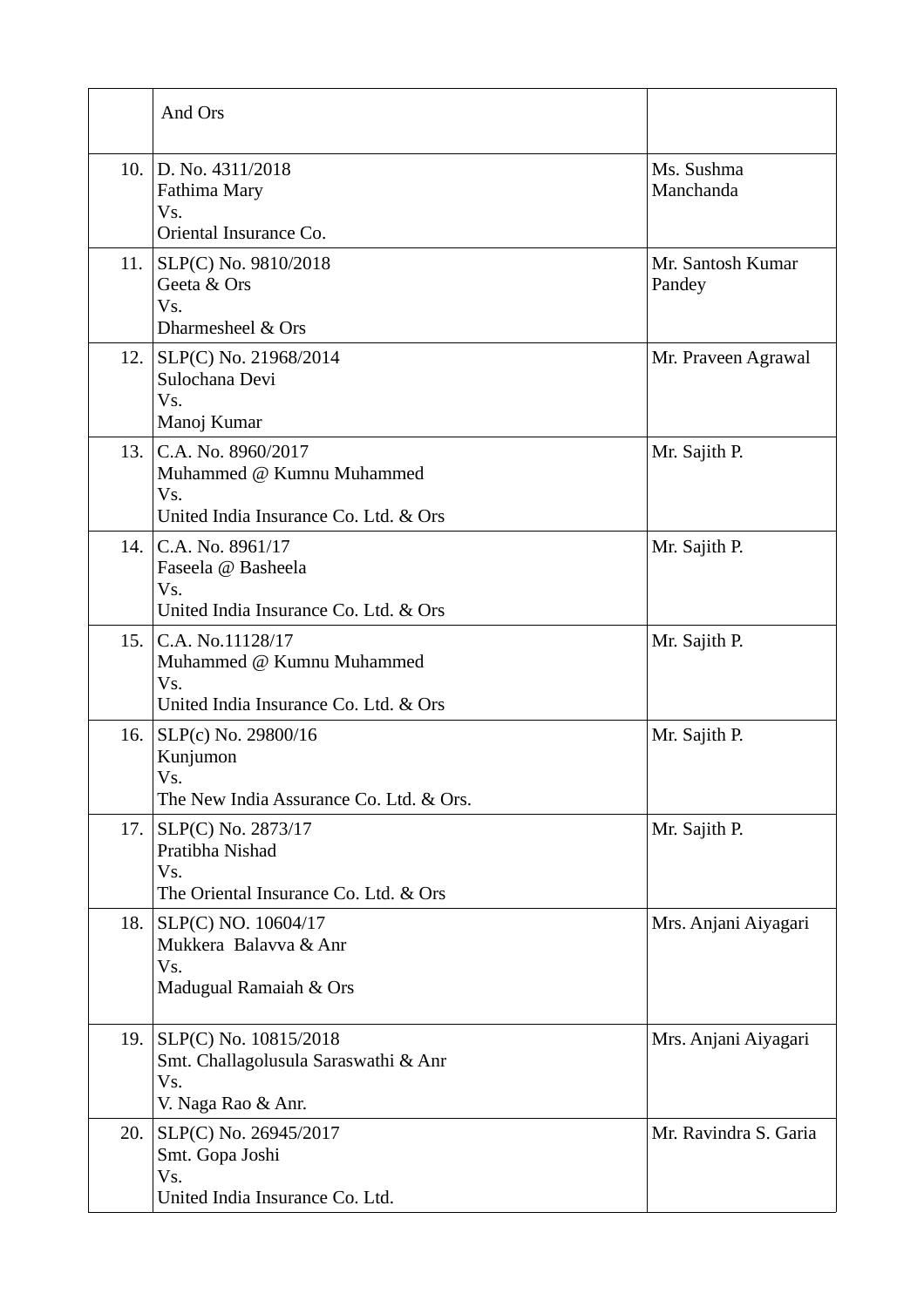| | | |
|---|---|---|
| | And Ors | |
| 10. | D. No. 4311/2018<br>Fathima Mary<br>Vs.<br>Oriental Insurance Co. | Ms. Sushma Manchanda |
| 11. | SLP(C) No. 9810/2018<br>Geeta & Ors<br>Vs.<br>Dharmesheel & Ors | Mr. Santosh Kumar Pandey |
| 12. | SLP(C) No. 21968/2014<br>Sulochana Devi<br>Vs.<br>Manoj Kumar | Mr. Praveen Agrawal |
| 13. | C.A. No. 8960/2017<br>Muhammed @ Kumnu Muhammed<br>Vs.<br>United India Insurance Co. Ltd. & Ors | Mr. Sajith P. |
| 14. | C.A. No. 8961/17<br>Faseela @ Basheela<br>Vs.<br>United India Insurance Co. Ltd. & Ors | Mr. Sajith P. |
| 15. | C.A. No.11128/17<br>Muhammed @ Kumnu Muhammed<br>Vs.<br>United India Insurance Co. Ltd. & Ors | Mr. Sajith P. |
| 16. | SLP(c) No. 29800/16<br>Kunjumon<br>Vs.<br>The New India Assurance Co. Ltd. & Ors. | Mr. Sajith P. |
| 17. | SLP(C) No. 2873/17<br>Pratibha Nishad<br>Vs.<br>The Oriental Insurance Co. Ltd. & Ors | Mr. Sajith P. |
| 18. | SLP(C) NO. 10604/17<br>Mukkera Balavva & Anr<br>Vs.<br>Madugual Ramaiah & Ors | Mrs. Anjani Aiyagari |
| 19. | SLP(C) No. 10815/2018<br>Smt. Challagolusula Saraswathi & Anr<br>Vs.<br>V. Naga Rao & Anr. | Mrs. Anjani Aiyagari |
| 20. | SLP(C) No. 26945/2017<br>Smt. Gopa Joshi<br>Vs.<br>United India Insurance Co. Ltd. | Mr. Ravindra S. Garia |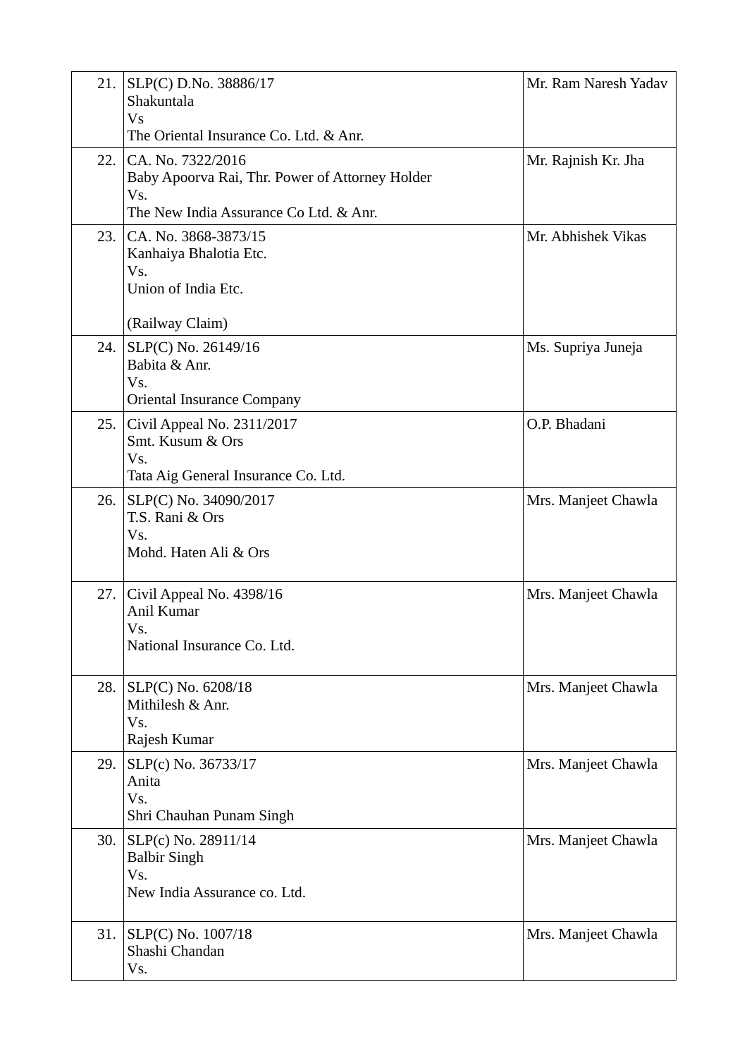| | | |
|---|---|---|
| 21. | SLP(C) D.No. 38886/17<br>Shakuntala<br>Vs<br>The Oriental Insurance Co. Ltd. & Anr. | Mr. Ram Naresh Yadav |
| 22. | CA. No. 7322/2016<br>Baby Apoorva Rai, Thr. Power of Attorney Holder<br>Vs.<br>The New India Assurance Co Ltd. & Anr. | Mr. Rajnish Kr. Jha |
| 23. | CA. No. 3868-3873/15<br>Kanhaiya Bhalotia Etc.<br>Vs.<br>Union of India Etc.<br><br>(Railway Claim) | Mr. Abhishek Vikas |
| 24. | SLP(C) No. 26149/16<br>Babita & Anr.<br>Vs.<br>Oriental Insurance Company | Ms. Supriya Juneja |
| 25. | Civil Appeal No. 2311/2017<br>Smt. Kusum & Ors<br>Vs.<br>Tata Aig General Insurance Co. Ltd. | O.P. Bhadani |
| 26. | SLP(C) No. 34090/2017<br>T.S. Rani & Ors<br>Vs.<br>Mohd. Haten Ali & Ors | Mrs. Manjeet Chawla |
| 27. | Civil Appeal No. 4398/16<br>Anil Kumar<br>Vs.<br>National Insurance Co. Ltd. | Mrs. Manjeet Chawla |
| 28. | SLP(C) No. 6208/18<br>Mithilesh & Anr.<br>Vs.<br>Rajesh Kumar | Mrs. Manjeet Chawla |
| 29. | SLP(c) No. 36733/17<br>Anita<br>Vs.<br>Shri Chauhan Punam Singh | Mrs. Manjeet Chawla |
| 30. | SLP(c) No. 28911/14<br>Balbir Singh<br>Vs.<br>New India Assurance co. Ltd. | Mrs. Manjeet Chawla |
| 31. | SLP(C) No. 1007/18<br>Shashi Chandan<br>Vs. | Mrs. Manjeet Chawla |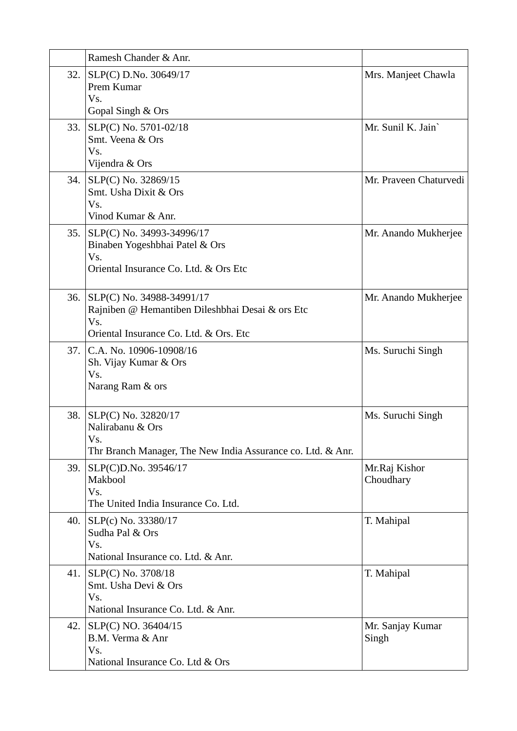| | | |
|---|---|---|
| | Ramesh Chander & Anr. | |
| 32. | SLP(C) D.No. 30649/17<br>Prem Kumar<br>Vs.<br>Gopal Singh & Ors | Mrs. Manjeet Chawla |
| 33. | SLP(C) No. 5701-02/18<br>Smt. Veena & Ors<br>Vs.<br>Vijendra & Ors | Mr. Sunil K. Jain` |
| 34. | SLP(C) No. 32869/15<br>Smt. Usha Dixit & Ors<br>Vs.<br>Vinod Kumar & Anr. | Mr. Praveen Chaturvedi |
| 35. | SLP(C) No. 34993-34996/17<br>Binaben Yogeshbhai Patel & Ors<br>Vs.<br>Oriental Insurance Co. Ltd. & Ors Etc | Mr. Anando Mukherjee |
| 36. | SLP(C) No. 34988-34991/17<br>Rajniben @ Hemantiben Dileshbhai Desai & ors Etc<br>Vs.<br>Oriental Insurance Co. Ltd. & Ors. Etc | Mr. Anando Mukherjee |
| 37. | C.A. No. 10906-10908/16<br>Sh. Vijay Kumar & Ors<br>Vs.<br>Narang Ram & ors | Ms. Suruchi Singh |
| 38. | SLP(C) No. 32820/17<br>Nalirabanu & Ors<br>Vs.<br>Thr Branch Manager, The New India Assurance co. Ltd. & Anr. | Ms. Suruchi Singh |
| 39. | SLP(C)D.No. 39546/17<br>Makbool<br>Vs.<br>The United India Insurance Co. Ltd. | Mr.Raj Kishor Choudhary |
| 40. | SLP(c) No. 33380/17<br>Sudha Pal & Ors<br>Vs.<br>National Insurance co. Ltd. & Anr. | T. Mahipal |
| 41. | SLP(C) No. 3708/18<br>Smt. Usha Devi & Ors<br>Vs.<br>National Insurance Co. Ltd. & Anr. | T. Mahipal |
| 42. | SLP(C) NO. 36404/15<br>B.M. Verma & Anr<br>Vs.<br>National Insurance Co. Ltd & Ors | Mr. Sanjay Kumar Singh |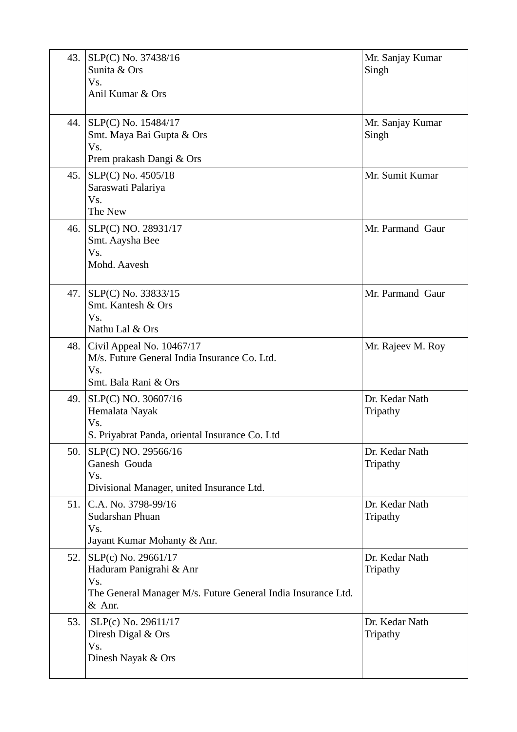| | | |
|---|---|---|
| 43. | SLP(C) No. 37438/16<br>Sunita & Ors<br>Vs.<br>Anil Kumar & Ors | Mr. Sanjay Kumar Singh |
| 44. | SLP(C) No. 15484/17<br>Smt. Maya Bai Gupta & Ors<br>Vs.<br>Prem prakash Dangi & Ors | Mr. Sanjay Kumar Singh |
| 45. | SLP(C) No. 4505/18<br>Saraswati Palariya<br>Vs.<br>The New | Mr. Sumit Kumar |
| 46. | SLP(C) NO. 28931/17<br>Smt. Aaysha Bee<br>Vs.<br>Mohd. Aavesh | Mr. Parmand Gaur |
| 47. | SLP(C) No. 33833/15<br>Smt. Kantesh & Ors<br>Vs.<br>Nathu Lal & Ors | Mr. Parmand Gaur |
| 48. | Civil Appeal No. 10467/17<br>M/s. Future General India Insurance Co. Ltd.<br>Vs.<br>Smt. Bala Rani & Ors | Mr. Rajeev M. Roy |
| 49. | SLP(C) NO. 30607/16<br>Hemalata Nayak<br>Vs.<br>S. Priyabrat Panda, oriental Insurance Co. Ltd | Dr. Kedar Nath Tripathy |
| 50. | SLP(C) NO. 29566/16<br>Ganesh Gouda<br>Vs.<br>Divisional Manager, united Insurance Ltd. | Dr. Kedar Nath Tripathy |
| 51. | C.A. No. 3798-99/16<br>Sudarshan Phuan<br>Vs.<br>Jayant Kumar Mohanty & Anr. | Dr. Kedar Nath Tripathy |
| 52. | SLP(c) No. 29661/17<br>Haduram Panigrahi & Anr<br>Vs.<br>The General Manager M/s. Future General India Insurance Ltd. & Anr. | Dr. Kedar Nath Tripathy |
| 53. | SLP(c) No. 29611/17<br>Diresh Digal & Ors<br>Vs.<br>Dinesh Nayak & Ors | Dr. Kedar Nath Tripathy |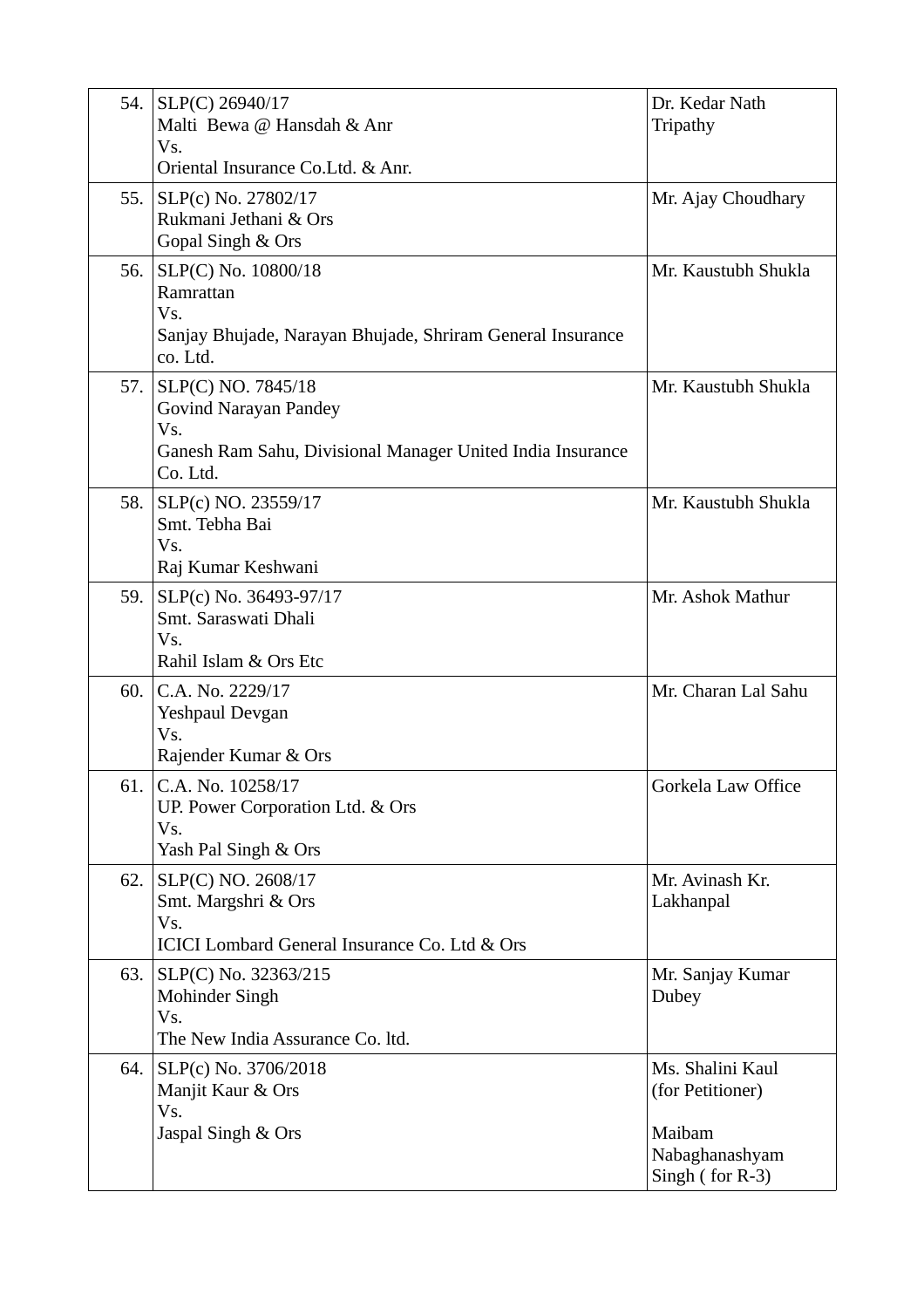| | | |
|---|---|---|
| 54. | SLP(C) 26940/17<br>Malti Bewa @ Hansdah & Anr<br>Vs.<br>Oriental Insurance Co.Ltd. & Anr. | Dr. Kedar Nath Tripathy |
| 55. | SLP(c) No. 27802/17<br>Rukmani Jethani & Ors<br>Gopal Singh & Ors | Mr. Ajay Choudhary |
| 56. | SLP(C) No. 10800/18<br>Ramrattan<br>Vs.<br>Sanjay Bhujade, Narayan Bhujade, Shriram General Insurance co. Ltd. | Mr. Kaustubh Shukla |
| 57. | SLP(C) NO. 7845/18<br>Govind Narayan Pandey<br>Vs.<br>Ganesh Ram Sahu, Divisional Manager United India Insurance Co. Ltd. | Mr. Kaustubh Shukla |
| 58. | SLP(c) NO. 23559/17<br>Smt. Tebha Bai<br>Vs.<br>Raj Kumar Keshwani | Mr. Kaustubh Shukla |
| 59. | SLP(c) No. 36493-97/17<br>Smt. Saraswati Dhali<br>Vs.<br>Rahil Islam & Ors Etc | Mr. Ashok Mathur |
| 60. | C.A. No. 2229/17<br>Yeshpaul Devgan<br>Vs.<br>Rajender Kumar & Ors | Mr. Charan Lal Sahu |
| 61. | C.A. No. 10258/17<br>UP. Power Corporation Ltd. & Ors<br>Vs.<br>Yash Pal Singh & Ors | Gorkela Law Office |
| 62. | SLP(C) NO. 2608/17<br>Smt. Margshri & Ors<br>Vs.<br>ICICI Lombard General Insurance Co. Ltd & Ors | Mr. Avinash Kr. Lakhanpal |
| 63. | SLP(C) No. 32363/215<br>Mohinder Singh<br>Vs.<br>The New India Assurance Co. ltd. | Mr. Sanjay Kumar Dubey |
| 64. | SLP(c) No. 3706/2018<br>Manjit Kaur & Ors<br>Vs.<br>Jaspal Singh & Ors | Ms. Shalini Kaul (for Petitioner)<br><br>Maibam Nabaghanashyam Singh ( for R-3) |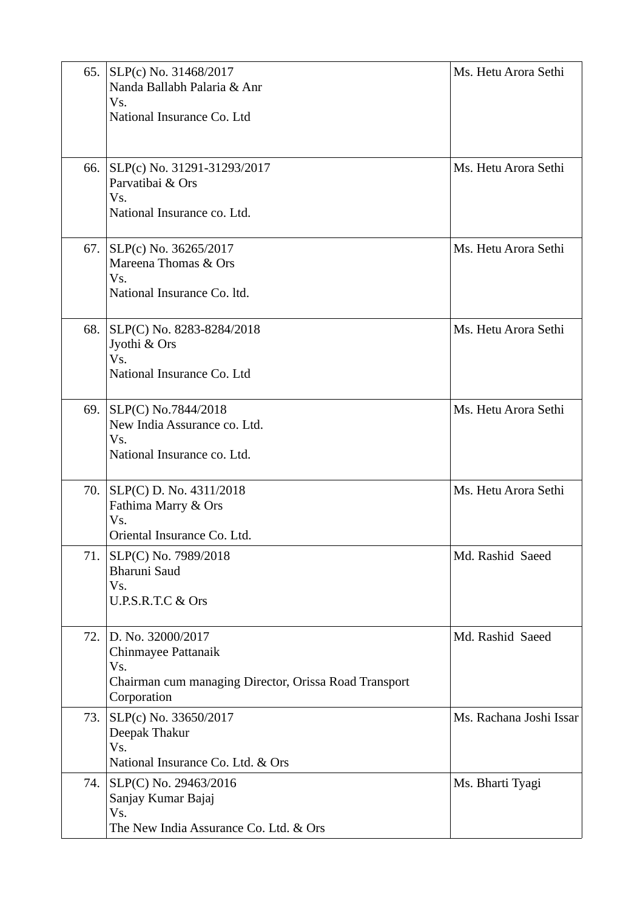| | | |
|---|---|---|
| 65. | SLP(c) No. 31468/2017<br>Nanda Ballabh Palaria & Anr<br>Vs.<br>National Insurance Co. Ltd | Ms. Hetu Arora Sethi |
| 66. | SLP(c) No. 31291-31293/2017<br>Parvatibai & Ors<br>Vs.<br>National Insurance co. Ltd. | Ms. Hetu Arora Sethi |
| 67. | SLP(c) No. 36265/2017<br>Mareena Thomas & Ors<br>Vs.<br>National Insurance Co. ltd. | Ms. Hetu Arora Sethi |
| 68. | SLP(C) No. 8283-8284/2018<br>Jyothi & Ors<br>Vs.<br>National Insurance Co. Ltd | Ms. Hetu Arora Sethi |
| 69. | SLP(C) No.7844/2018<br>New India Assurance co. Ltd.<br>Vs.<br>National Insurance co. Ltd. | Ms. Hetu Arora Sethi |
| 70. | SLP(C) D. No. 4311/2018<br>Fathima Marry & Ors<br>Vs.<br>Oriental Insurance Co. Ltd. | Ms. Hetu Arora Sethi |
| 71. | SLP(C) No. 7989/2018<br>Bharuni Saud<br>Vs.<br>U.P.S.R.T.C & Ors | Md. Rashid Saeed |
| 72. | D. No. 32000/2017<br>Chinmayee Pattanaik<br>Vs.<br>Chairman cum managing Director, Orissa Road Transport Corporation | Md. Rashid Saeed |
| 73. | SLP(c) No. 33650/2017<br>Deepak Thakur<br>Vs.<br>National Insurance Co. Ltd. & Ors | Ms. Rachana Joshi Issar |
| 74. | SLP(C) No. 29463/2016<br>Sanjay Kumar Bajaj<br>Vs.<br>The New India Assurance Co. Ltd. & Ors | Ms. Bharti Tyagi |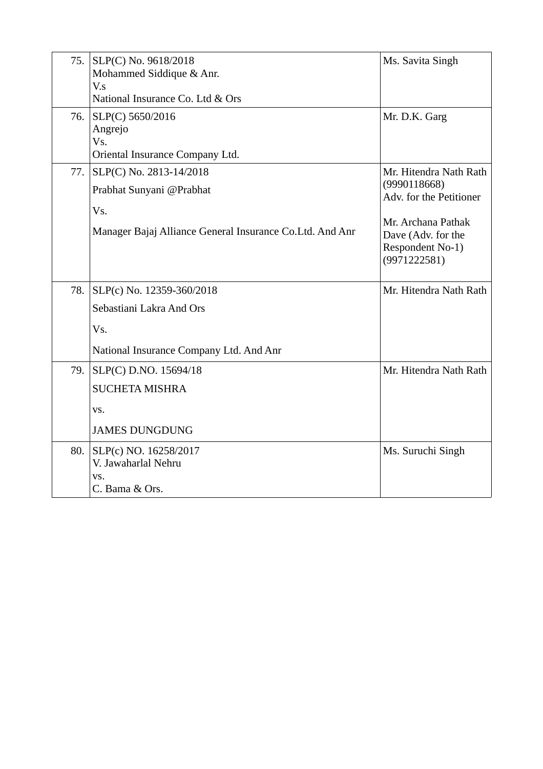| | | |
|---|---|---|
| 75. | SLP(C) No. 9618/2018<br>Mohammed Siddique & Anr.<br>V.s<br>National Insurance Co. Ltd & Ors | Ms. Savita Singh |
| 76. | SLP(C) 5650/2016<br>Angrejo<br>Vs.<br>Oriental Insurance Company Ltd. | Mr. D.K. Garg |
| 77. | SLP(C) No. 2813-14/2018<br>Prabhat Sunyani @Prabhat<br>Vs.<br>Manager Bajaj Alliance General Insurance Co.Ltd. And Anr | Mr. Hitendra Nath Rath (9990118668)<br>Adv. for the Petitioner<br><br>Mr. Archana Pathak Dave (Adv. for the Respondent No-1) (9971222581) |
| 78. | SLP(c) No. 12359-360/2018<br>Sebastiani Lakra And Ors<br>Vs.<br>National Insurance Company Ltd. And Anr | Mr. Hitendra Nath Rath |
| 79. | SLP(C) D.NO. 15694/18<br>SUCHETA MISHRA<br>vs.<br>JAMES DUNGDUNG | Mr. Hitendra Nath Rath |
| 80. | SLP(c) NO. 16258/2017<br>V. Jawaharlal Nehru<br>vs.<br>C. Bama & Ors. | Ms. Suruchi Singh |